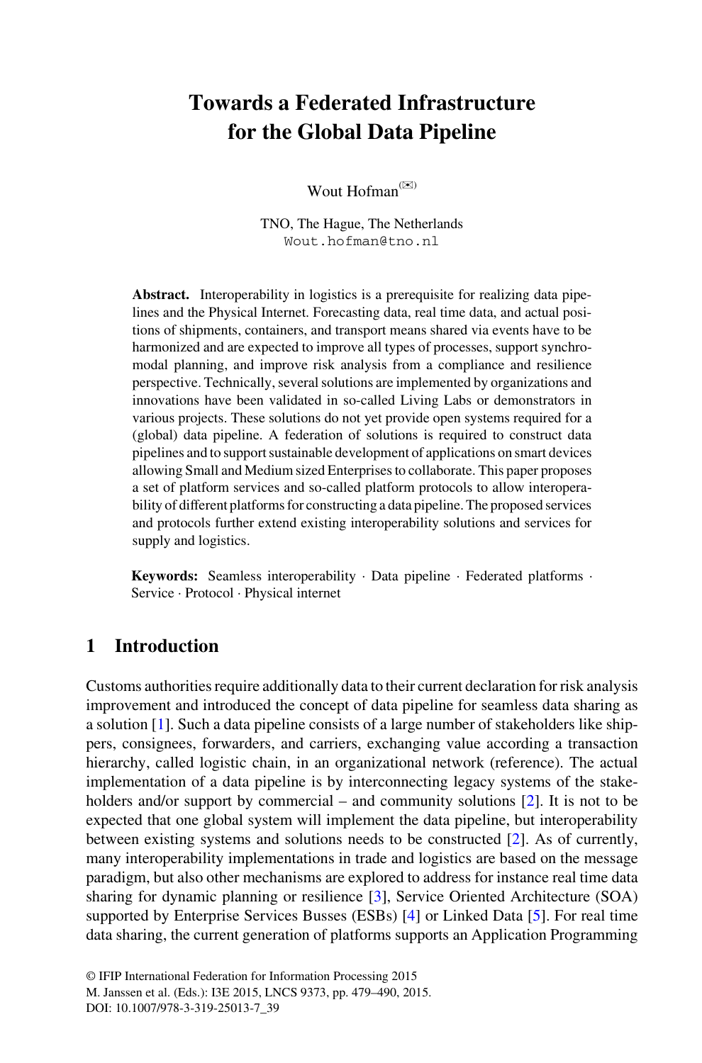# Towards a Federated Infrastructure for the Global Data Pipeline

Wout Hofman

TNO, The Hague, The Netherlands
Wout.hofman@tno.nl

**Abstract.** Interoperability in logistics is a prerequisite for realizing data pipelines and the Physical Internet. Forecasting data, real time data, and actual positions of shipments, containers, and transport means shared via events have to be harmonized and are expected to improve all types of processes, support synchromodal planning, and improve risk analysis from a compliance and resilience perspective. Technically, several solutions are implemented by organizations and innovations have been validated in so-called Living Labs or demonstrators in various projects. These solutions do not yet provide open systems required for a (global) data pipeline. A federation of solutions is required to construct data pipelines and to support sustainable development of applications on smart devices allowing Small and Medium sized Enterprises to collaborate. This paper proposes a set of platform services and so-called platform protocols to allow interoperability of different platforms for constructing a data pipeline. The proposed services and protocols further extend existing interoperability solutions and services for supply and logistics.

**Keywords:** Seamless interoperability · Data pipeline · Federated platforms · Service · Protocol · Physical internet

## 1 Introduction

Customs authorities require additionally data to their current declaration for risk analysis improvement and introduced the concept of data pipeline for seamless data sharing as a solution [1]. Such a data pipeline consists of a large number of stakeholders like shippers, consignees, forwarders, and carriers, exchanging value according a transaction hierarchy, called logistic chain, in an organizational network (reference). The actual implementation of a data pipeline is by interconnecting legacy systems of the stakeholders and/or support by commercial – and community solutions [2]. It is not to be expected that one global system will implement the data pipeline, but interoperability between existing systems and solutions needs to be constructed [2]. As of currently, many interoperability implementations in trade and logistics are based on the message paradigm, but also other mechanisms are explored to address for instance real time data sharing for dynamic planning or resilience [3], Service Oriented Architecture (SOA) supported by Enterprise Services Busses (ESBs) [4] or Linked Data [5]. For real time data sharing, the current generation of platforms supports an Application Programming

© IFIP International Federation for Information Processing 2015
M. Janssen et al. (Eds.): I3E 2015, LNCS 9373, pp. 479–490, 2015.
DOI: 10.1007/978-3-319-25013-7_39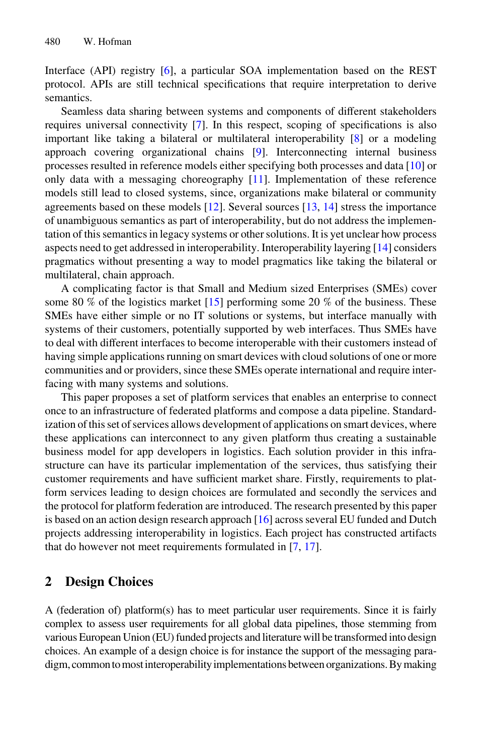Interface (API) registry [6], a particular SOA implementation based on the REST protocol. APIs are still technical specifications that require interpretation to derive semantics.

Seamless data sharing between systems and components of different stakeholders requires universal connectivity [7]. In this respect, scoping of specifications is also important like taking a bilateral or multilateral interoperability [8] or a modeling approach covering organizational chains [9]. Interconnecting internal business processes resulted in reference models either specifying both processes and data [10] or only data with a messaging choreography [11]. Implementation of these reference models still lead to closed systems, since, organizations make bilateral or community agreements based on these models [12]. Several sources [13, 14] stress the importance of unambiguous semantics as part of interoperability, but do not address the implementation of this semantics in legacy systems or other solutions. It is yet unclear how process aspects need to get addressed in interoperability. Interoperability layering [14] considers pragmatics without presenting a way to model pragmatics like taking the bilateral or multilateral, chain approach.

A complicating factor is that Small and Medium sized Enterprises (SMEs) cover some 80 % of the logistics market [15] performing some 20 % of the business. These SMEs have either simple or no IT solutions or systems, but interface manually with systems of their customers, potentially supported by web interfaces. Thus SMEs have to deal with different interfaces to become interoperable with their customers instead of having simple applications running on smart devices with cloud solutions of one or more communities and or providers, since these SMEs operate international and require interfacing with many systems and solutions.

This paper proposes a set of platform services that enables an enterprise to connect once to an infrastructure of federated platforms and compose a data pipeline. Standardization of this set of services allows development of applications on smart devices, where these applications can interconnect to any given platform thus creating a sustainable business model for app developers in logistics. Each solution provider in this infrastructure can have its particular implementation of the services, thus satisfying their customer requirements and have sufficient market share. Firstly, requirements to platform services leading to design choices are formulated and secondly the services and the protocol for platform federation are introduced. The research presented by this paper is based on an action design research approach [16] across several EU funded and Dutch projects addressing interoperability in logistics. Each project has constructed artifacts that do however not meet requirements formulated in [7, 17].

## 2 Design Choices

A (federation of) platform(s) has to meet particular user requirements. Since it is fairly complex to assess user requirements for all global data pipelines, those stemming from various European Union (EU) funded projects and literature will be transformed into design choices. An example of a design choice is for instance the support of the messaging paradigm, common to most interoperability implementations between organizations. By making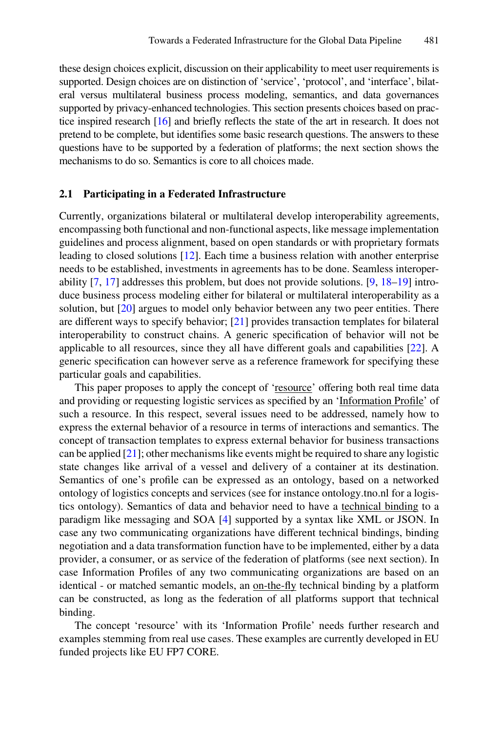these design choices explicit, discussion on their applicability to meet user requirements is supported. Design choices are on distinction of 'service', 'protocol', and 'interface', bilateral versus multilateral business process modeling, semantics, and data governances supported by privacy-enhanced technologies. This section presents choices based on practice inspired research [16] and briefly reflects the state of the art in research. It does not pretend to be complete, but identifies some basic research questions. The answers to these questions have to be supported by a federation of platforms; the next section shows the mechanisms to do so. Semantics is core to all choices made.

### 2.1 Participating in a Federated Infrastructure

Currently, organizations bilateral or multilateral develop interoperability agreements, encompassing both functional and non-functional aspects, like message implementation guidelines and process alignment, based on open standards or with proprietary formats leading to closed solutions [12]. Each time a business relation with another enterprise needs to be established, investments in agreements has to be done. Seamless interoperability [7, 17] addresses this problem, but does not provide solutions. [9, 18–19] introduce business process modeling either for bilateral or multilateral interoperability as a solution, but [20] argues to model only behavior between any two peer entities. There are different ways to specify behavior; [21] provides transaction templates for bilateral interoperability to construct chains. A generic specification of behavior will not be applicable to all resources, since they all have different goals and capabilities [22]. A generic specification can however serve as a reference framework for specifying these particular goals and capabilities.

This paper proposes to apply the concept of '<u>resource</u>' offering both real time data and providing or requesting logistic services as specified by an '<u>Information Profile</u>' of such a resource. In this respect, several issues need to be addressed, namely how to express the external behavior of a resource in terms of interactions and semantics. The concept of transaction templates to express external behavior for business transactions can be applied [21]; other mechanisms like events might be required to share any logistic state changes like arrival of a vessel and delivery of a container at its destination. Semantics of one's profile can be expressed as an ontology, based on a networked ontology of logistics concepts and services (see for instance ontology.tno.nl for a logistics ontology). Semantics of data and behavior need to have a <u>technical binding</u> to a paradigm like messaging and SOA [4] supported by a syntax like XML or JSON. In case any two communicating organizations have different technical bindings, binding negotiation and a data transformation function have to be implemented, either by a data provider, a consumer, or as service of the federation of platforms (see next section). In case Information Profiles of any two communicating organizations are based on an identical - or matched semantic models, an <u>on-the-fly</u> technical binding by a platform can be constructed, as long as the federation of all platforms support that technical binding.

The concept 'resource' with its 'Information Profile' needs further research and examples stemming from real use cases. These examples are currently developed in EU funded projects like EU FP7 CORE.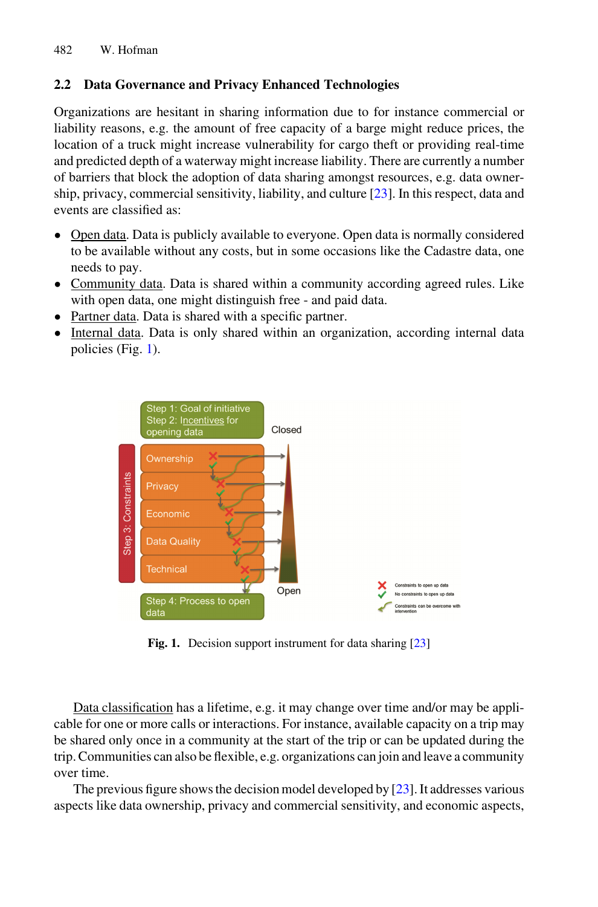## 2.2 Data Governance and Privacy Enhanced Technologies

Organizations are hesitant in sharing information due to for instance commercial or liability reasons, e.g. the amount of free capacity of a barge might reduce prices, the location of a truck might increase vulnerability for cargo theft or providing real-time and predicted depth of a waterway might increase liability. There are currently a number of barriers that block the adoption of data sharing amongst resources, e.g. data ownership, privacy, commercial sensitivity, liability, and culture [23]. In this respect, data and events are classified as:

- Open data. Data is publicly available to everyone. Open data is normally considered to be available without any costs, but in some occasions like the Cadastre data, one needs to pay.
- Community data. Data is shared within a community according agreed rules. Like with open data, one might distinguish free - and paid data.
- Partner data. Data is shared with a specific partner.
- Internal data. Data is only shared within an organization, according internal data policies (Fig. 1).

**Fig. 1.** Decision support instrument for data sharing [23]

Data classification has a lifetime, e.g. it may change over time and/or may be applicable for one or more calls or interactions. For instance, available capacity on a trip may be shared only once in a community at the start of the trip or can be updated during the trip. Communities can also be flexible, e.g. organizations can join and leave a community over time.

The previous figure shows the decision model developed by [23]. It addresses various aspects like data ownership, privacy and commercial sensitivity, and economic aspects,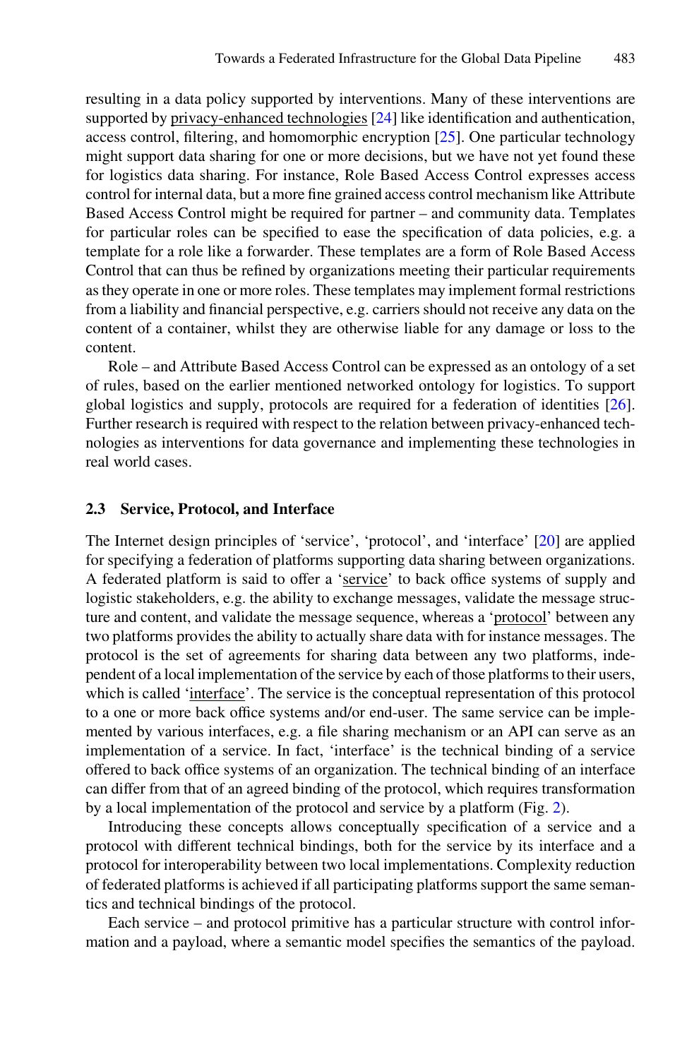resulting in a data policy supported by interventions. Many of these interventions are supported by privacy-enhanced technologies [24] like identification and authentication, access control, filtering, and homomorphic encryption [25]. One particular technology might support data sharing for one or more decisions, but we have not yet found these for logistics data sharing. For instance, Role Based Access Control expresses access control for internal data, but a more fine grained access control mechanism like Attribute Based Access Control might be required for partner – and community data. Templates for particular roles can be specified to ease the specification of data policies, e.g. a template for a role like a forwarder. These templates are a form of Role Based Access Control that can thus be refined by organizations meeting their particular requirements as they operate in one or more roles. These templates may implement formal restrictions from a liability and financial perspective, e.g. carriers should not receive any data on the content of a container, whilst they are otherwise liable for any damage or loss to the content.

Role – and Attribute Based Access Control can be expressed as an ontology of a set of rules, based on the earlier mentioned networked ontology for logistics. To support global logistics and supply, protocols are required for a federation of identities [26]. Further research is required with respect to the relation between privacy-enhanced technologies as interventions for data governance and implementing these technologies in real world cases.

### 2.3 Service, Protocol, and Interface

The Internet design principles of 'service', 'protocol', and 'interface' [20] are applied for specifying a federation of platforms supporting data sharing between organizations. A federated platform is said to offer a 'service' to back office systems of supply and logistic stakeholders, e.g. the ability to exchange messages, validate the message structure and content, and validate the message sequence, whereas a 'protocol' between any two platforms provides the ability to actually share data with for instance messages. The protocol is the set of agreements for sharing data between any two platforms, independent of a local implementation of the service by each of those platforms to their users, which is called 'interface'. The service is the conceptual representation of this protocol to a one or more back office systems and/or end-user. The same service can be implemented by various interfaces, e.g. a file sharing mechanism or an API can serve as an implementation of a service. In fact, 'interface' is the technical binding of a service offered to back office systems of an organization. The technical binding of an interface can differ from that of an agreed binding of the protocol, which requires transformation by a local implementation of the protocol and service by a platform (Fig. 2).

Introducing these concepts allows conceptually specification of a service and a protocol with different technical bindings, both for the service by its interface and a protocol for interoperability between two local implementations. Complexity reduction of federated platforms is achieved if all participating platforms support the same semantics and technical bindings of the protocol.

Each service – and protocol primitive has a particular structure with control information and a payload, where a semantic model specifies the semantics of the payload.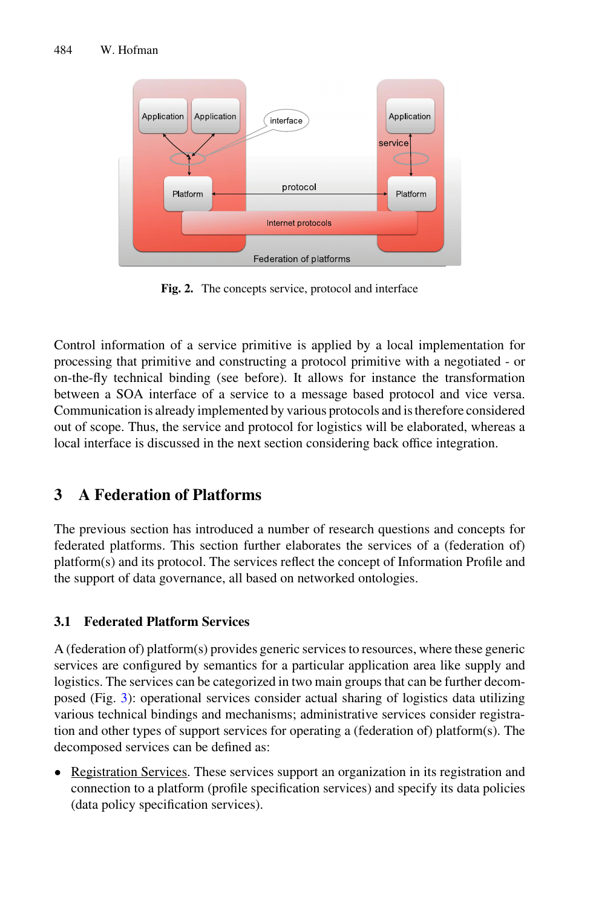Fig. 2. The concepts service, protocol and interface

Control information of a service primitive is applied by a local implementation for processing that primitive and constructing a protocol primitive with a negotiated - or on-the-fly technical binding (see before). It allows for instance the transformation between a SOA interface of a service to a message based protocol and vice versa. Communication is already implemented by various protocols and is therefore considered out of scope. Thus, the service and protocol for logistics will be elaborated, whereas a local interface is discussed in the next section considering back office integration.

## 3 A Federation of Platforms

The previous section has introduced a number of research questions and concepts for federated platforms. This section further elaborates the services of a (federation of) platform(s) and its protocol. The services reflect the concept of Information Profile and the support of data governance, all based on networked ontologies.

### 3.1 Federated Platform Services

A (federation of) platform(s) provides generic services to resources, where these generic services are configured by semantics for a particular application area like supply and logistics. The services can be categorized in two main groups that can be further decomposed (Fig. 3): operational services consider actual sharing of logistics data utilizing various technical bindings and mechanisms; administrative services consider registration and other types of support services for operating a (federation of) platform(s). The decomposed services can be defined as:

- Registration Services. These services support an organization in its registration and connection to a platform (profile specification services) and specify its data policies (data policy specification services).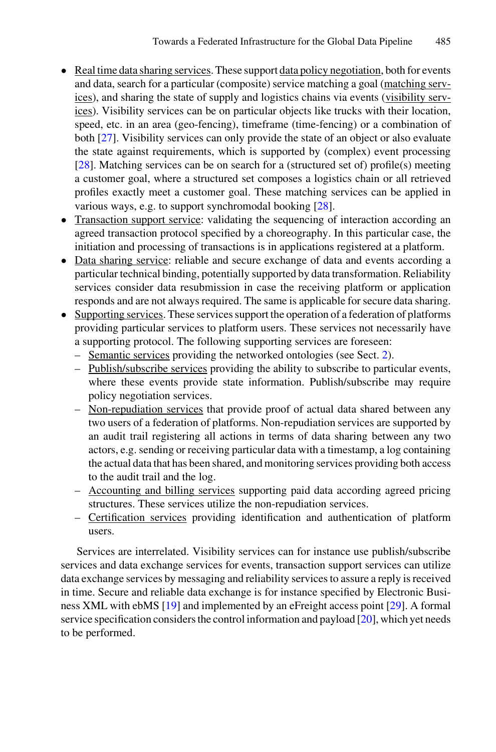- Real time data sharing services. These support data policy negotiation, both for events and data, search for a particular (composite) service matching a goal (matching services), and sharing the state of supply and logistics chains via events (visibility services). Visibility services can be on particular objects like trucks with their location, speed, etc. in an area (geo-fencing), timeframe (time-fencing) or a combination of both [27]. Visibility services can only provide the state of an object or also evaluate the state against requirements, which is supported by (complex) event processing [28]. Matching services can be on search for a (structured set of) profile(s) meeting a customer goal, where a structured set composes a logistics chain or all retrieved profiles exactly meet a customer goal. These matching services can be applied in various ways, e.g. to support synchromodal booking [28].
- Transaction support service: validating the sequencing of interaction according an agreed transaction protocol specified by a choreography. In this particular case, the initiation and processing of transactions is in applications registered at a platform.
- Data sharing service: reliable and secure exchange of data and events according a particular technical binding, potentially supported by data transformation. Reliability services consider data resubmission in case the receiving platform or application responds and are not always required. The same is applicable for secure data sharing.
- Supporting services. These services support the operation of a federation of platforms providing particular services to platform users. These services not necessarily have a supporting protocol. The following supporting services are foreseen:
  - Semantic services providing the networked ontologies (see Sect. 2).
  - Publish/subscribe services providing the ability to subscribe to particular events, where these events provide state information. Publish/subscribe may require policy negotiation services.
  - Non-repudiation services that provide proof of actual data shared between any two users of a federation of platforms. Non-repudiation services are supported by an audit trail registering all actions in terms of data sharing between any two actors, e.g. sending or receiving particular data with a timestamp, a log containing the actual data that has been shared, and monitoring services providing both access to the audit trail and the log.
  - Accounting and billing services supporting paid data according agreed pricing structures. These services utilize the non-repudiation services.
  - Certification services providing identification and authentication of platform users.

Services are interrelated. Visibility services can for instance use publish/subscribe services and data exchange services for events, transaction support services can utilize data exchange services by messaging and reliability services to assure a reply is received in time. Secure and reliable data exchange is for instance specified by Electronic Business XML with ebMS [19] and implemented by an eFreight access point [29]. A formal service specification considers the control information and payload [20], which yet needs to be performed.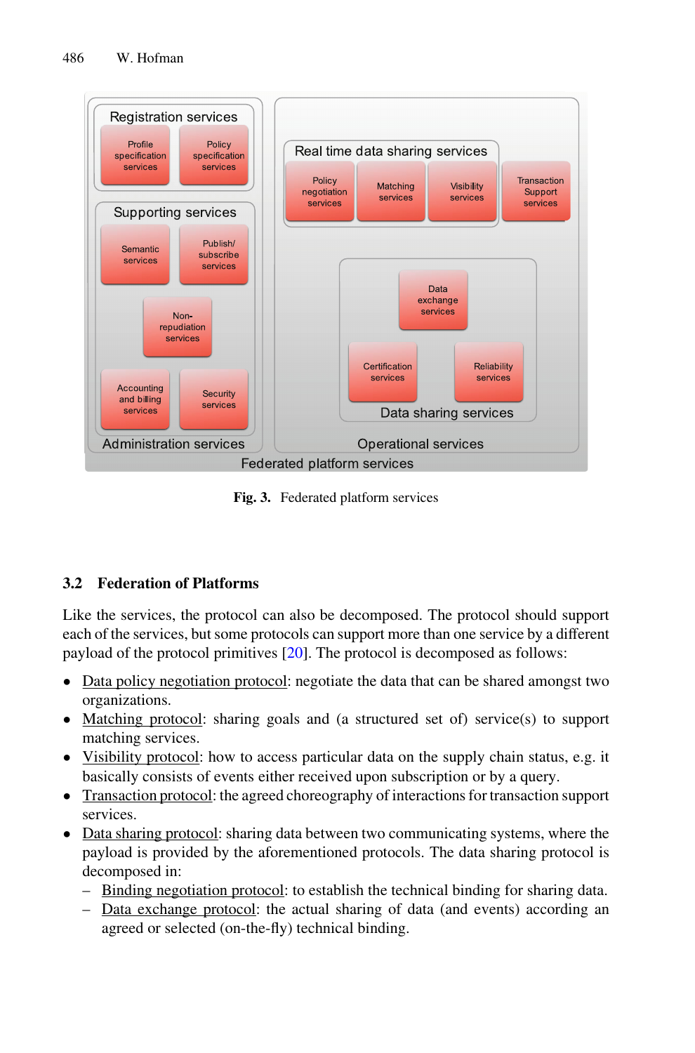Fig. 3. Federated platform services

### 3.2 Federation of Platforms

Like the services, the protocol can also be decomposed. The protocol should support each of the services, but some protocols can support more than one service by a different payload of the protocol primitives [20]. The protocol is decomposed as follows:

- Data policy negotiation protocol: negotiate the data that can be shared amongst two organizations.
- Matching protocol: sharing goals and (a structured set of) service(s) to support matching services.
- Visibility protocol: how to access particular data on the supply chain status, e.g. it basically consists of events either received upon subscription or by a query.
- Transaction protocol: the agreed choreography of interactions for transaction support services.
- Data sharing protocol: sharing data between two communicating systems, where the payload is provided by the aforementioned protocols. The data sharing protocol is decomposed in:
  - Binding negotiation protocol: to establish the technical binding for sharing data.
  - Data exchange protocol: the actual sharing of data (and events) according an agreed or selected (on-the-fly) technical binding.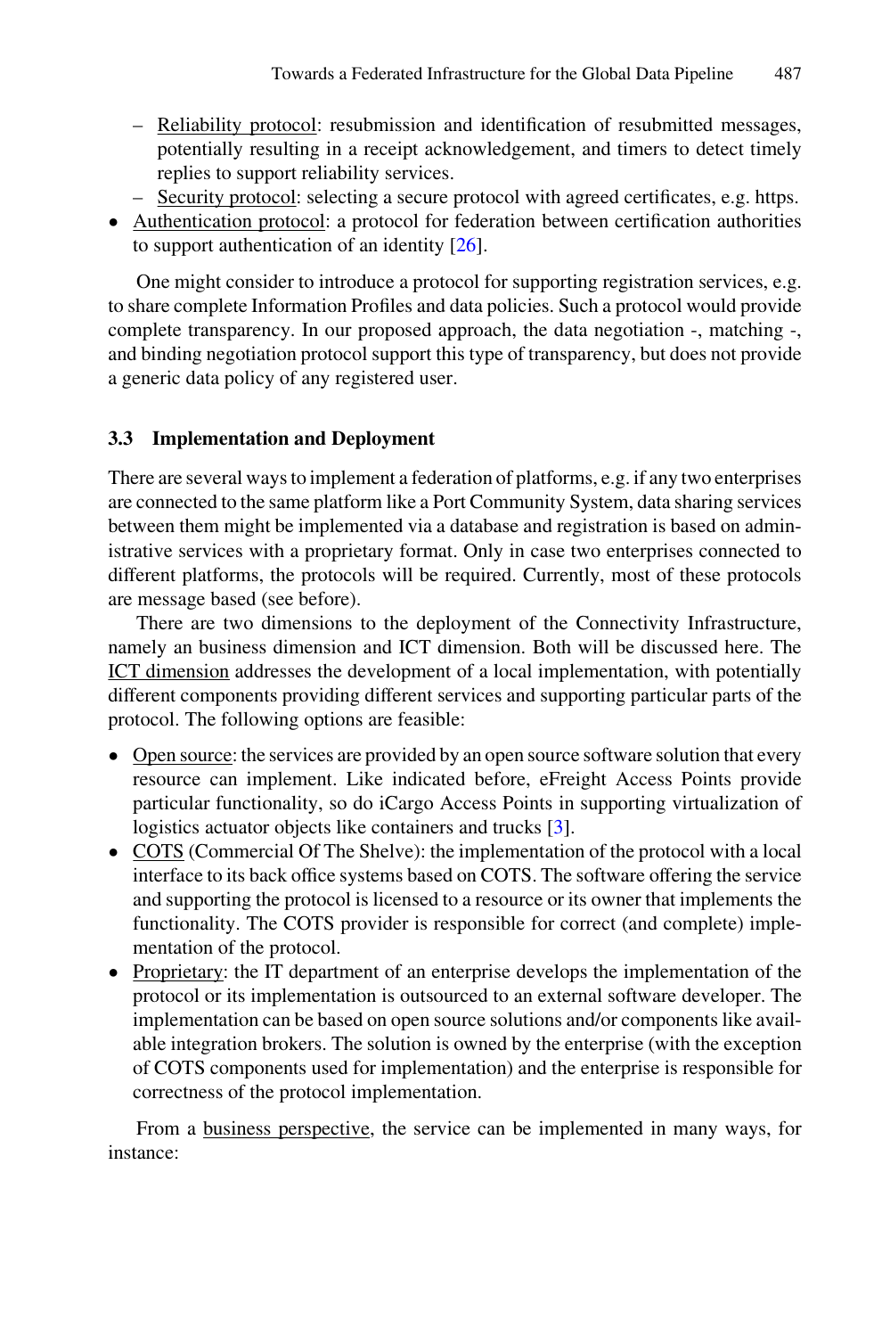- Reliability protocol: resubmission and identification of resubmitted messages, potentially resulting in a receipt acknowledgement, and timers to detect timely replies to support reliability services.
  - Security protocol: selecting a secure protocol with agreed certificates, e.g. https.
- Authentication protocol: a protocol for federation between certification authorities to support authentication of an identity [26].

One might consider to introduce a protocol for supporting registration services, e.g. to share complete Information Profiles and data policies. Such a protocol would provide complete transparency. In our proposed approach, the data negotiation -, matching -, and binding negotiation protocol support this type of transparency, but does not provide a generic data policy of any registered user.

### 3.3 Implementation and Deployment

There are several ways to implement a federation of platforms, e.g. if any two enterprises are connected to the same platform like a Port Community System, data sharing services between them might be implemented via a database and registration is based on administrative services with a proprietary format. Only in case two enterprises connected to different platforms, the protocols will be required. Currently, most of these protocols are message based (see before).

There are two dimensions to the deployment of the Connectivity Infrastructure, namely an business dimension and ICT dimension. Both will be discussed here. The ICT dimension addresses the development of a local implementation, with potentially different components providing different services and supporting particular parts of the protocol. The following options are feasible:

- Open source: the services are provided by an open source software solution that every resource can implement. Like indicated before, eFreight Access Points provide particular functionality, so do iCargo Access Points in supporting virtualization of logistics actuator objects like containers and trucks [3].
- COTS (Commercial Of The Shelve): the implementation of the protocol with a local interface to its back office systems based on COTS. The software offering the service and supporting the protocol is licensed to a resource or its owner that implements the functionality. The COTS provider is responsible for correct (and complete) implementation of the protocol.
- Proprietary: the IT department of an enterprise develops the implementation of the protocol or its implementation is outsourced to an external software developer. The implementation can be based on open source solutions and/or components like available integration brokers. The solution is owned by the enterprise (with the exception of COTS components used for implementation) and the enterprise is responsible for correctness of the protocol implementation.

From a business perspective, the service can be implemented in many ways, for instance: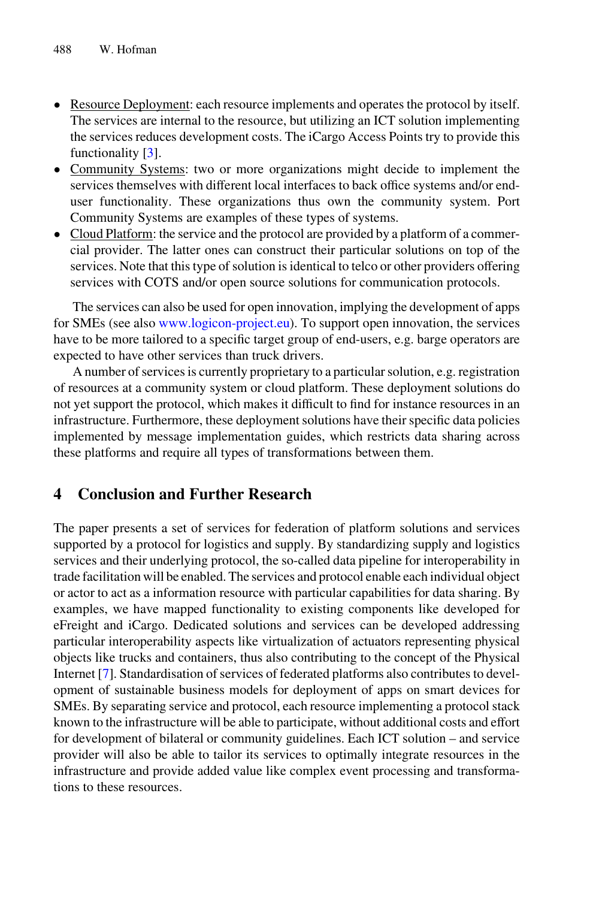- Resource Deployment: each resource implements and operates the protocol by itself. The services are internal to the resource, but utilizing an ICT solution implementing the services reduces development costs. The iCargo Access Points try to provide this functionality [3].
- Community Systems: two or more organizations might decide to implement the services themselves with different local interfaces to back office systems and/or end-user functionality. These organizations thus own the community system. Port Community Systems are examples of these types of systems.
- Cloud Platform: the service and the protocol are provided by a platform of a commercial provider. The latter ones can construct their particular solutions on top of the services. Note that this type of solution is identical to telco or other providers offering services with COTS and/or open source solutions for communication protocols.

The services can also be used for open innovation, implying the development of apps for SMEs (see also www.logicon-project.eu). To support open innovation, the services have to be more tailored to a specific target group of end-users, e.g. barge operators are expected to have other services than truck drivers.

A number of services is currently proprietary to a particular solution, e.g. registration of resources at a community system or cloud platform. These deployment solutions do not yet support the protocol, which makes it difficult to find for instance resources in an infrastructure. Furthermore, these deployment solutions have their specific data policies implemented by message implementation guides, which restricts data sharing across these platforms and require all types of transformations between them.

## 4 Conclusion and Further Research

The paper presents a set of services for federation of platform solutions and services supported by a protocol for logistics and supply. By standardizing supply and logistics services and their underlying protocol, the so-called data pipeline for interoperability in trade facilitation will be enabled. The services and protocol enable each individual object or actor to act as a information resource with particular capabilities for data sharing. By examples, we have mapped functionality to existing components like developed for eFreight and iCargo. Dedicated solutions and services can be developed addressing particular interoperability aspects like virtualization of actuators representing physical objects like trucks and containers, thus also contributing to the concept of the Physical Internet [7]. Standardisation of services of federated platforms also contributes to development of sustainable business models for deployment of apps on smart devices for SMEs. By separating service and protocol, each resource implementing a protocol stack known to the infrastructure will be able to participate, without additional costs and effort for development of bilateral or community guidelines. Each ICT solution – and service provider will also be able to tailor its services to optimally integrate resources in the infrastructure and provide added value like complex event processing and transformations to these resources.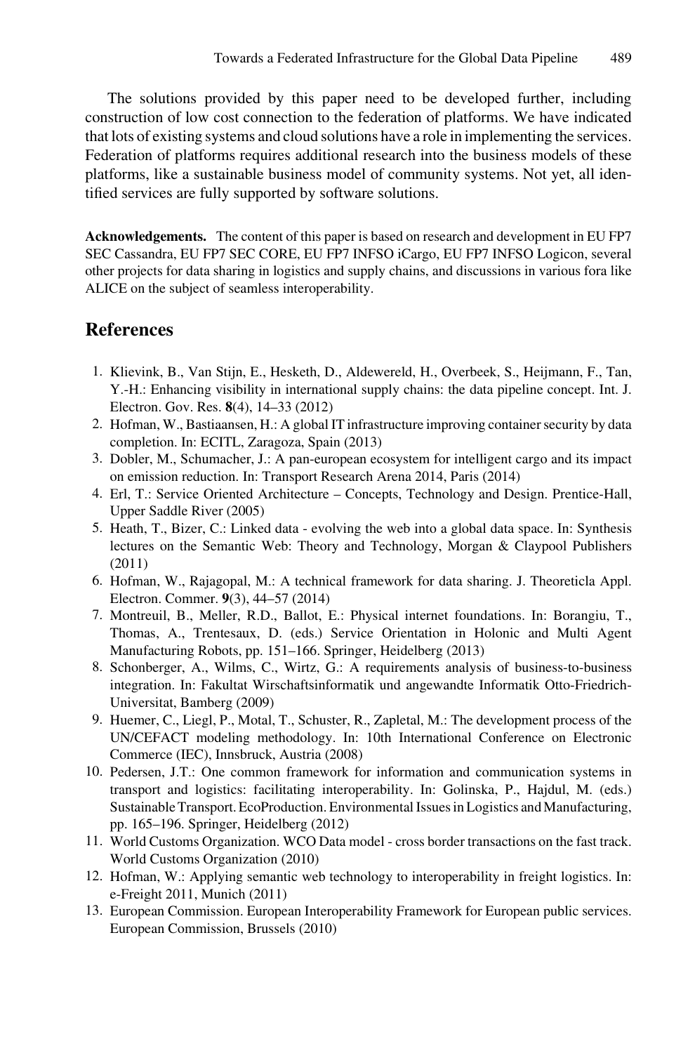The solutions provided by this paper need to be developed further, including construction of low cost connection to the federation of platforms. We have indicated that lots of existing systems and cloud solutions have a role in implementing the services. Federation of platforms requires additional research into the business models of these platforms, like a sustainable business model of community systems. Not yet, all identified services are fully supported by software solutions.

**Acknowledgements.** The content of this paper is based on research and development in EU FP7 SEC Cassandra, EU FP7 SEC CORE, EU FP7 INFSO iCargo, EU FP7 INFSO Logicon, several other projects for data sharing in logistics and supply chains, and discussions in various fora like ALICE on the subject of seamless interoperability.

## References

1. Klievink, B., Van Stijn, E., Hesketh, D., Aldewereld, H., Overbeek, S., Heijmann, F., Tan, Y.-H.: Enhancing visibility in international supply chains: the data pipeline concept. Int. J. Electron. Gov. Res. **8**(4), 14–33 (2012)
2. Hofman, W., Bastiaansen, H.: A global IT infrastructure improving container security by data completion. In: ECITL, Zaragoza, Spain (2013)
3. Dobler, M., Schumacher, J.: A pan-european ecosystem for intelligent cargo and its impact on emission reduction. In: Transport Research Arena 2014, Paris (2014)
4. Erl, T.: Service Oriented Architecture – Concepts, Technology and Design. Prentice-Hall, Upper Saddle River (2005)
5. Heath, T., Bizer, C.: Linked data - evolving the web into a global data space. In: Synthesis lectures on the Semantic Web: Theory and Technology, Morgan & Claypool Publishers (2011)
6. Hofman, W., Rajagopal, M.: A technical framework for data sharing. J. Theoreticla Appl. Electron. Commer. **9**(3), 44–57 (2014)
7. Montreuil, B., Meller, R.D., Ballot, E.: Physical internet foundations. In: Borangiu, T., Thomas, A., Trentesaux, D. (eds.) Service Orientation in Holonic and Multi Agent Manufacturing Robots, pp. 151–166. Springer, Heidelberg (2013)
8. Schonberger, A., Wilms, C., Wirtz, G.: A requirements analysis of business-to-business integration. In: Fakultat Wirschaftsinformatik und angewandte Informatik Otto-Friedrich-Universitat, Bamberg (2009)
9. Huemer, C., Liegl, P., Motal, T., Schuster, R., Zapletal, M.: The development process of the UN/CEFACT modeling methodology. In: 10th International Conference on Electronic Commerce (IEC), Innsbruck, Austria (2008)
10. Pedersen, J.T.: One common framework for information and communication systems in transport and logistics: facilitating interoperability. In: Golinska, P., Hajdul, M. (eds.) Sustainable Transport. EcoProduction. Environmental Issues in Logistics and Manufacturing, pp. 165–196. Springer, Heidelberg (2012)
11. World Customs Organization. WCO Data model - cross border transactions on the fast track. World Customs Organization (2010)
12. Hofman, W.: Applying semantic web technology to interoperability in freight logistics. In: e-Freight 2011, Munich (2011)
13. European Commission. European Interoperability Framework for European public services. European Commission, Brussels (2010)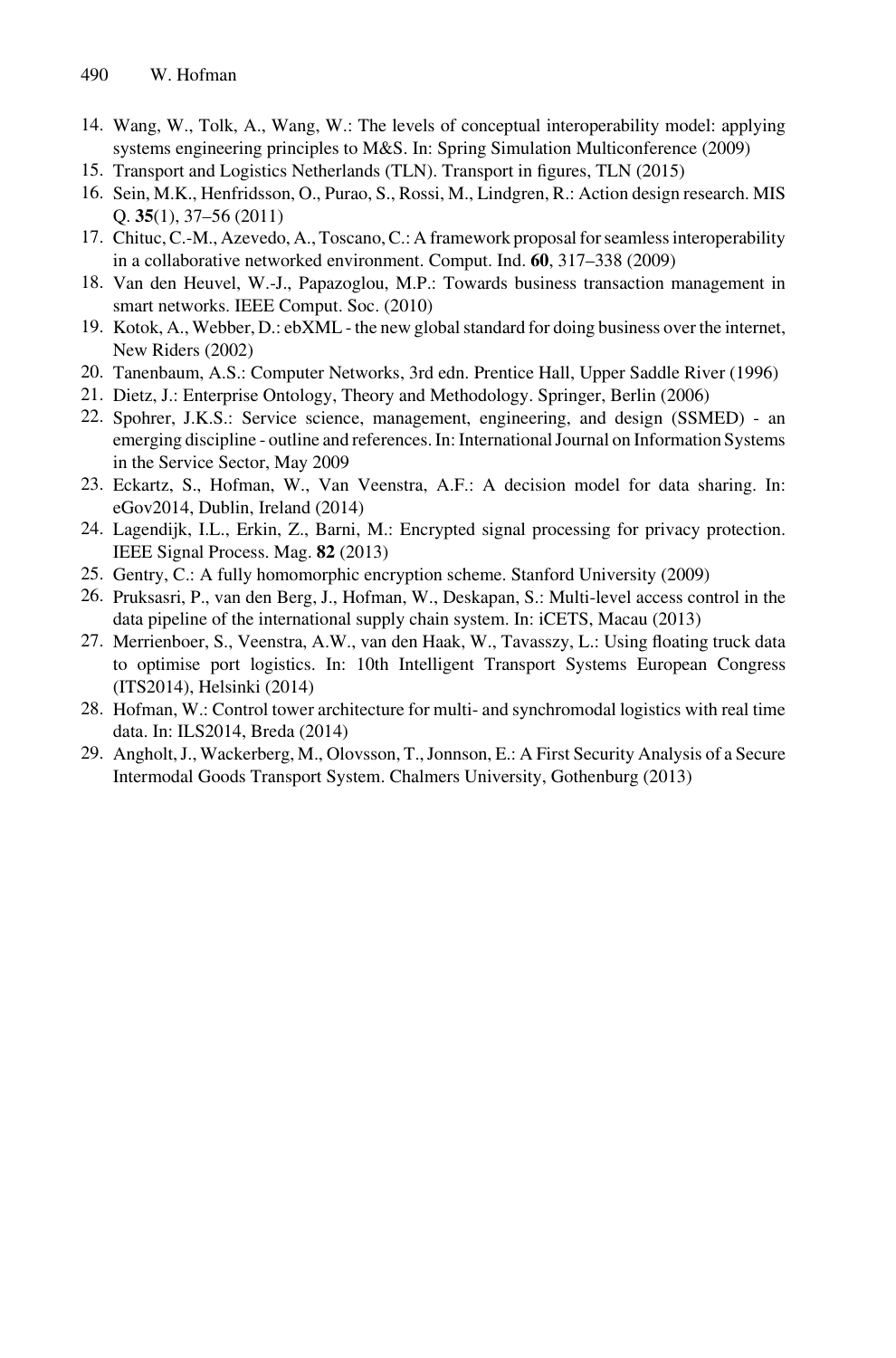14. Wang, W., Tolk, A., Wang, W.: The levels of conceptual interoperability model: applying systems engineering principles to M&S. In: Spring Simulation Multiconference (2009)
15. Transport and Logistics Netherlands (TLN). Transport in figures, TLN (2015)
16. Sein, M.K., Henfridsson, O., Purao, S., Rossi, M., Lindgren, R.: Action design research. MIS Q. **35**(1), 37–56 (2011)
17. Chituc, C.-M., Azevedo, A., Toscano, C.: A framework proposal for seamless interoperability in a collaborative networked environment. Comput. Ind. **60**, 317–338 (2009)
18. Van den Heuvel, W.-J., Papazoglou, M.P.: Towards business transaction management in smart networks. IEEE Comput. Soc. (2010)
19. Kotok, A., Webber, D.: ebXML - the new global standard for doing business over the internet, New Riders (2002)
20. Tanenbaum, A.S.: Computer Networks, 3rd edn. Prentice Hall, Upper Saddle River (1996)
21. Dietz, J.: Enterprise Ontology, Theory and Methodology. Springer, Berlin (2006)
22. Spohrer, J.K.S.: Service science, management, engineering, and design (SSMED) - an emerging discipline - outline and references. In: International Journal on Information Systems in the Service Sector, May 2009
23. Eckartz, S., Hofman, W., Van Veenstra, A.F.: A decision model for data sharing. In: eGov2014, Dublin, Ireland (2014)
24. Lagendijk, I.L., Erkin, Z., Barni, M.: Encrypted signal processing for privacy protection. IEEE Signal Process. Mag. **82** (2013)
25. Gentry, C.: A fully homomorphic encryption scheme. Stanford University (2009)
26. Pruksasri, P., van den Berg, J., Hofman, W., Deskapan, S.: Multi-level access control in the data pipeline of the international supply chain system. In: iCETS, Macau (2013)
27. Merrienboer, S., Veenstra, A.W., van den Haak, W., Tavasszy, L.: Using floating truck data to optimise port logistics. In: 10th Intelligent Transport Systems European Congress (ITS2014), Helsinki (2014)
28. Hofman, W.: Control tower architecture for multi- and synchromodal logistics with real time data. In: ILS2014, Breda (2014)
29. Angholt, J., Wackerberg, M., Olovsson, T., Jonnson, E.: A First Security Analysis of a Secure Intermodal Goods Transport System. Chalmers University, Gothenburg (2013)